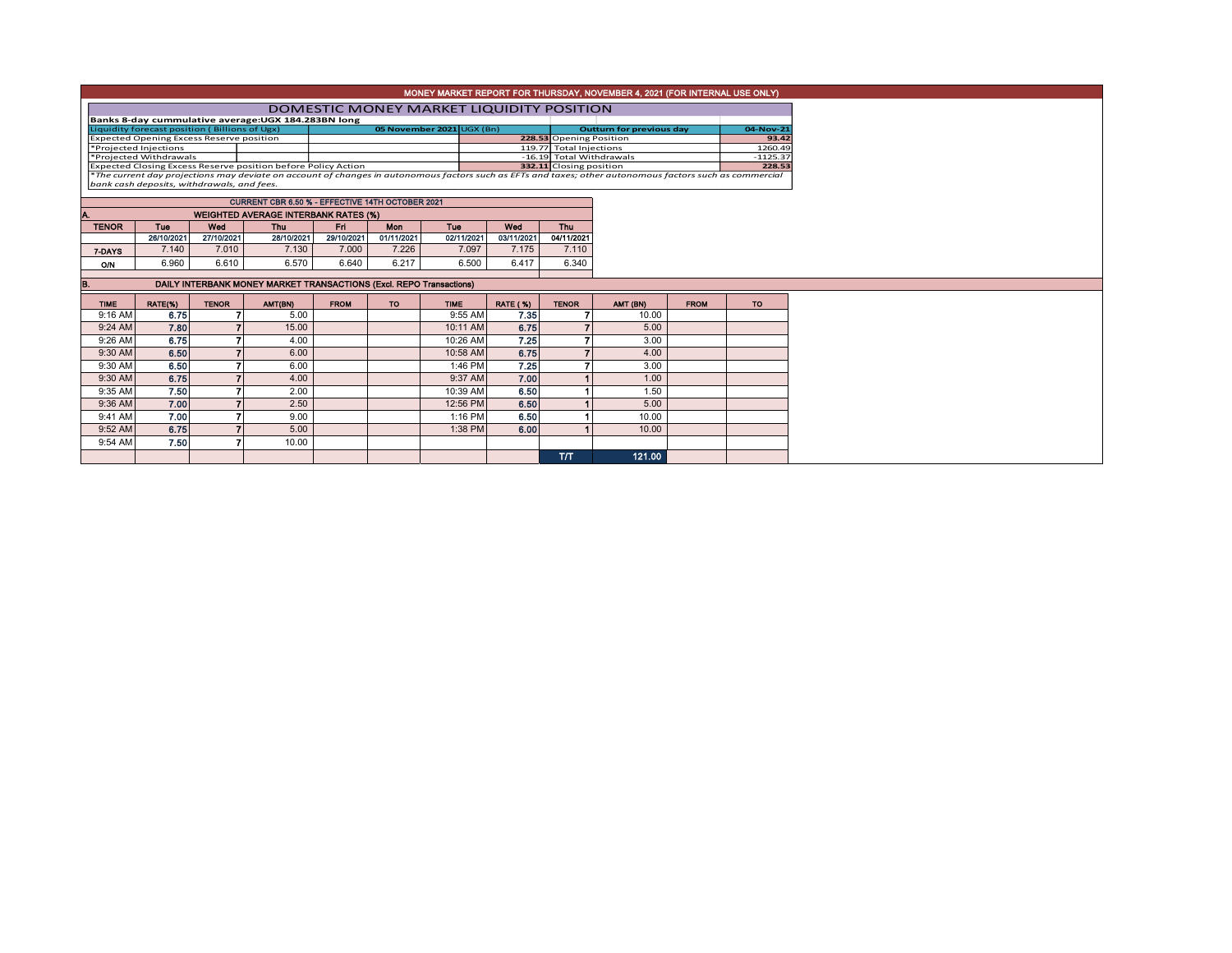# MONEY MARKET REPORT FOR THURSDAY, NOVEMBER 4, 2021 (FOR INTERNAL USE ONLY)

## DOMESTIC MONEY MARKET LIQUIDITY POSITION

**Banks 8-day cummulative average:UGX 184.283BN long**

| Liquidity forecast position ( Billions of Ugx) | 05 November 2021 UGX (Bn) | Outturn for previous day | 04-Nov-21 |
|---|---|---|---|
| Expected Opening Excess Reserve position | 228.53 | Opening Position | 93.42 |
| *Projected Injections | 119.77 | Total Injections | 1260.49 |
| *Projected Withdrawals | -16.19 | Total Withdrawals | -1125.37 |
| Expected Closing Excess Reserve position before Policy Action | 332.11 | Closing position | 228.53 |

*The current day projections may deviate on account of changes in autonomous factors such as EFTs and taxes; other autonomous factors such as commercial bank cash deposits, withdrawals, and fees.*

**CURRENT CBR 6.50 % - EFFECTIVE 14TH OCTOBER 2021**

### A. WEIGHTED AVERAGE INTERBANK RATES (%)

| TENOR | Tue | Wed | Thu | Fri | Mon | Tue | Wed | Thu |
|---|---|---|---|---|---|---|---|---|
| | 26/10/2021 | 27/10/2021 | 28/10/2021 | 29/10/2021 | 01/11/2021 | 02/11/2021 | 03/11/2021 | 04/11/2021 |
| 7-DAYS | 7.140 | 7.010 | 7.130 | 7.000 | 7.226 | 7.097 | 7.175 | 7.110 |
| O/N | 6.960 | 6.610 | 6.570 | 6.640 | 6.217 | 6.500 | 6.417 | 6.340 |

### B. DAILY INTERBANK MONEY MARKET TRANSACTIONS (Excl. REPO Transactions)

| TIME | RATE(%) | TENOR | AMT(BN) | FROM | TO | TIME | RATE ( %) | TENOR | AMT (BN) | FROM | TO |
|---|---|---|---|---|---|---|---|---|---|---|---|
| 9:16 AM | 6.75 | 7 | 5.00 | | | 9:55 AM | 7.35 | 7 | 10.00 | | |
| 9:24 AM | 7.80 | 7 | 15.00 | | | 10:11 AM | 6.75 | 7 | 5.00 | | |
| 9:26 AM | 6.75 | 7 | 4.00 | | | 10:26 AM | 7.25 | 7 | 3.00 | | |
| 9:30 AM | 6.50 | 7 | 6.00 | | | 10:58 AM | 6.75 | 7 | 4.00 | | |
| 9:30 AM | 6.50 | 7 | 6.00 | | | 1:46 PM | 7.25 | 7 | 3.00 | | |
| 9:30 AM | 6.75 | 7 | 4.00 | | | 9:37 AM | 7.00 | 1 | 1.00 | | |
| 9:35 AM | 7.50 | 7 | 2.00 | | | 10:39 AM | 6.50 | 1 | 1.50 | | |
| 9:36 AM | 7.00 | 7 | 2.50 | | | 12:56 PM | 6.50 | 1 | 5.00 | | |
| 9:41 AM | 7.00 | 7 | 9.00 | | | 1:16 PM | 6.50 | 1 | 10.00 | | |
| 9:52 AM | 6.75 | 7 | 5.00 | | | 1:38 PM | 6.00 | 1 | 10.00 | | |
| 9:54 AM | 7.50 | 7 | 10.00 | | | | | | | | |
| | | | | | | | | T/T | 121.00 | | |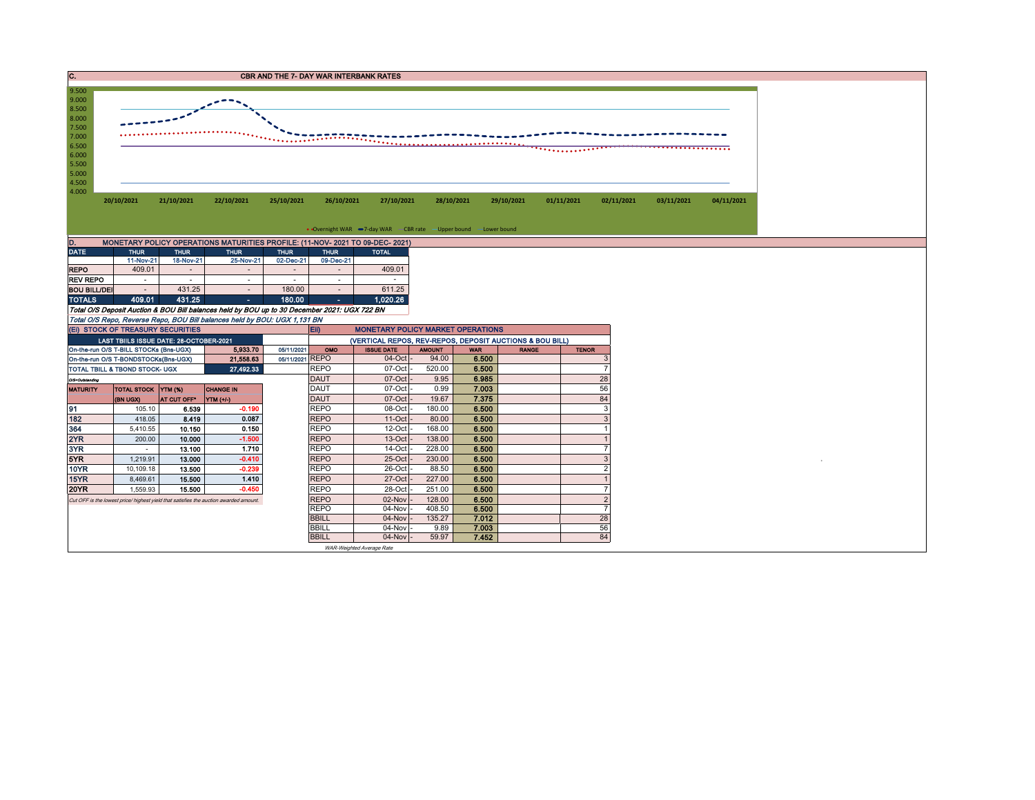## C. CBR AND THE 7- DAY WAR INTERBANK RATES

9.500
9.000
8.500
8.000
7.500
7.000
6.500
6.000
5.500
5.000
4.500
4.000

20/10/2021 21/10/2021 22/10/2021 25/10/2021 26/10/2021 27/10/2021 28/10/2021 29/10/2021 01/11/2021 02/11/2021 03/11/2021 04/11/2021

Overnight WAR — 7-day WAR — CBR rate — Upper bound — Lower bound

## D. MONETARY POLICY OPERATIONS MATURITIES PROFILE: (11-NOV- 2021 TO 09-DEC- 2021)

| DATE | THUR | THUR | THUR | THUR | THUR | TOTAL |
|---|---|---|---|---|---|---|
| | 11-Nov-21 | 18-Nov-21 | 25-Nov-21 | 02-Dec-21 | 09-Dec-21 | |
| REPO | 409.01 | - | - | - | - | 409.01 |
| REV REPO | - | - | - | - | - | - |
| BOU BILL/DEI | - | 431.25 | - | 180.00 | - | 611.25 |
| TOTALS | 409.01 | 431.25 | - | 180.00 | - | 1,020.26 |

*Total O/S Deposit Auction & BOU Bill balances held by BOU up to 30 December 2021: UGX 722 BN*

*Total O/S Repo, Reverse Repo, BOU Bill balances held by BOU: UGX 1,131 BN*

## (Ei) STOCK OF TREASURY SECURITIES

| LAST TBIILS ISSUE DATE: 28-OCTOBER-2021 | | |
|---|---|---|
| On-the-run O/S T-BILL STOCKs (Bns-UGX) | 5,933.70 | 05/11/2021 |
| On-the-run O/S T-BONDSTOCKs(Bns-UGX) | 21,558.63 | 05/11/2021 |
| TOTAL TBILL & TBOND STOCK- UGX | 27,492.33 | |

O/S=Outstanding

| MATURITY | TOTAL STOCK (BN UGX) | YTM (%) AT CUT OFF* | CHANGE IN YTM (+/-) |
|---|---|---|---|
| 91 | 105.10 | 6.539 | -0.190 |
| 182 | 418.05 | 8.419 | 0.087 |
| 364 | 5,410.55 | 10.150 | 0.150 |
| 2YR | 200.00 | 10.000 | -1.500 |
| 3YR | - | 13.100 | 1.710 |
| 5YR | 1,219.91 | 13.000 | -0.410 |
| 10YR | 10,109.18 | 13.500 | -0.239 |
| 15YR | 8,469.61 | 15.500 | 1.410 |
| 20YR | 1,559.93 | 15.500 | -0.450 |

*Cut OFF is the lowest price/ highest yield that satisfies the auction awarded amount.*

## Eii) MONETARY POLICY MARKET OPERATIONS

(VERTICAL REPOS, REV-REPOS, DEPOSIT AUCTIONS & BOU BILL)

| OMO | ISSUE DATE | AMOUNT | WAR | RANGE | TENOR |
|---|---|---|---|---|---|
| REPO | 04-Oct | 94.00 | 6.500 | | 3 |
| REPO | 07-Oct | 520.00 | 6.500 | | 7 |
| DAUT | 07-Oct | 9.95 | 6.985 | | 28 |
| DAUT | 07-Oct | 0.99 | 7.003 | | 56 |
| DAUT | 07-Oct | 19.67 | 7.375 | | 84 |
| REPO | 08-Oct | 180.00 | 6.500 | | 3 |
| REPO | 11-Oct | 80.00 | 6.500 | | 3 |
| REPO | 12-Oct | 168.00 | 6.500 | | 1 |
| REPO | 13-Oct | 138.00 | 6.500 | | 1 |
| REPO | 14-Oct | 228.00 | 6.500 | | 7 |
| REPO | 25-Oct | 230.00 | 6.500 | | 3 |
| REPO | 26-Oct | 88.50 | 6.500 | | 2 |
| REPO | 27-Oct | 227.00 | 6.500 | | 1 |
| REPO | 28-Oct | 251.00 | 6.500 | | 7 |
| REPO | 02-Nov | 128.00 | 6.500 | | 2 |
| REPO | 04-Nov | 408.50 | 6.500 | | 7 |
| BBILL | 04-Nov | 135.27 | 7.012 | | 28 |
| BBILL | 04-Nov | 9.89 | 7.003 | | 56 |
| BBILL | 04-Nov | 59.97 | 7.452 | | 84 |

*WAR-Weighted Average Rate*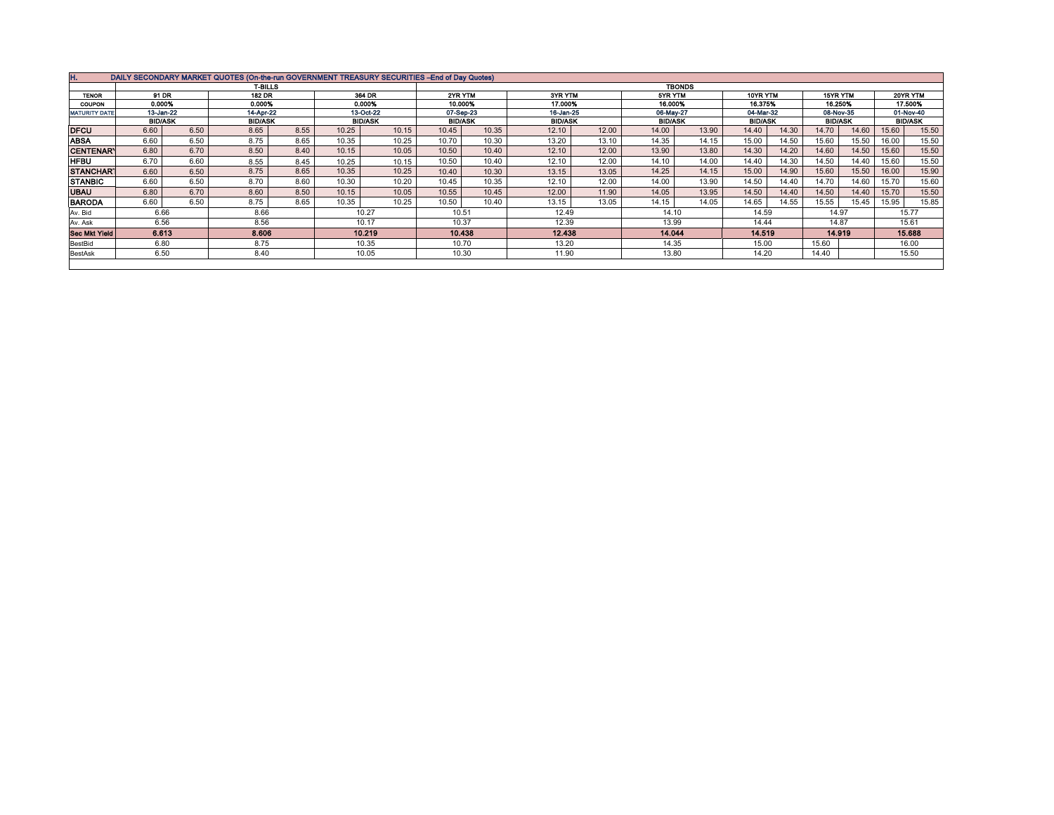**H. DAILY SECONDARY MARKET QUOTES (On-the-run GOVERNMENT TREASURY SECURITIES –End of Day Quotes)**

| | T-BILLS | | | | | | TBONDS | | | | | | | | | | | |
|---|---|---|---|---|---|---|---|---|---|---|---|---|---|---|---|---|---|---|
| **TENOR** | **91 DR** | | **182 DR** | | **364 DR** | | **2YR YTM** | | **3YR YTM** | | **5YR YTM** | | **10YR YTM** | | **15YR YTM** | | **20YR YTM** | |
| **COUPON** | **0.000%** | | **0.000%** | | **0.000%** | | **10.000%** | | **17.000%** | | **16.000%** | | **16.375%** | | **16.250%** | | **17.500%** | |
| **MATURITY DATE** | **13-Jan-22** | | **14-Apr-22** | | **13-Oct-22** | | **07-Sep-23** | | **16-Jan-25** | | **06-May-27** | | **04-Mar-32** | | **08-Nov-35** | | **01-Nov-40** | |
| | **BID/ASK** | | **BID/ASK** | | **BID/ASK** | | **BID/ASK** | | **BID/ASK** | | **BID/ASK** | | **BID/ASK** | | **BID/ASK** | | **BID/ASK** | |
| **DFCU** | 6.60 | 6.50 | 8.65 | 8.55 | 10.25 | 10.15 | 10.45 | 10.35 | 12.10 | 12.00 | 14.00 | 13.90 | 14.40 | 14.30 | 14.70 | 14.60 | 15.60 | 15.50 |
| **ABSA** | 6.60 | 6.50 | 8.75 | 8.65 | 10.35 | 10.25 | 10.70 | 10.30 | 13.20 | 13.10 | 14.35 | 14.15 | 15.00 | 14.50 | 15.60 | 15.50 | 16.00 | 15.50 |
| **CENTENARY** | 6.80 | 6.70 | 8.50 | 8.40 | 10.15 | 10.05 | 10.50 | 10.40 | 12.10 | 12.00 | 13.90 | 13.80 | 14.30 | 14.20 | 14.60 | 14.50 | 15.60 | 15.50 |
| **HFBU** | 6.70 | 6.60 | 8.55 | 8.45 | 10.25 | 10.15 | 10.50 | 10.40 | 12.10 | 12.00 | 14.10 | 14.00 | 14.40 | 14.30 | 14.50 | 14.40 | 15.60 | 15.50 |
| **STANCHART** | 6.60 | 6.50 | 8.75 | 8.65 | 10.35 | 10.25 | 10.40 | 10.30 | 13.15 | 13.05 | 14.25 | 14.15 | 15.00 | 14.90 | 15.60 | 15.50 | 16.00 | 15.90 |
| **STANBIC** | 6.60 | 6.50 | 8.70 | 8.60 | 10.30 | 10.20 | 10.45 | 10.35 | 12.10 | 12.00 | 14.00 | 13.90 | 14.50 | 14.40 | 14.70 | 14.60 | 15.70 | 15.60 |
| **UBAU** | 6.80 | 6.70 | 8.60 | 8.50 | 10.15 | 10.05 | 10.55 | 10.45 | 12.00 | 11.90 | 14.05 | 13.95 | 14.50 | 14.40 | 14.50 | 14.40 | 15.70 | 15.50 |
| **BARODA** | 6.60 | 6.50 | 8.75 | 8.65 | 10.35 | 10.25 | 10.50 | 10.40 | 13.15 | 13.05 | 14.15 | 14.05 | 14.65 | 14.55 | 15.55 | 15.45 | 15.95 | 15.85 |
| Av. Bid | 6.66 | | 8.66 | | 10.27 | | 10.51 | | 12.49 | | 14.10 | | 14.59 | | 14.97 | | 15.77 | |
| Av. Ask | 6.56 | | 8.56 | | 10.17 | | 10.37 | | 12.39 | | 13.99 | | 14.44 | | 14.87 | | 15.61 | |
| **Sec Mkt Yield** | **6.613** | | **8.606** | | **10.219** | | **10.438** | | **12.438** | | **14.044** | | **14.519** | | **14.919** | | **15.688** | |
| BestBid | 6.80 | | 8.75 | | 10.35 | | 10.70 | | 13.20 | | 14.35 | | 15.00 | | 15.60 | | 16.00 | |
| BestAsk | 6.50 | | 8.40 | | 10.05 | | 10.30 | | 11.90 | | 13.80 | | 14.20 | | 14.40 | | 15.50 | |